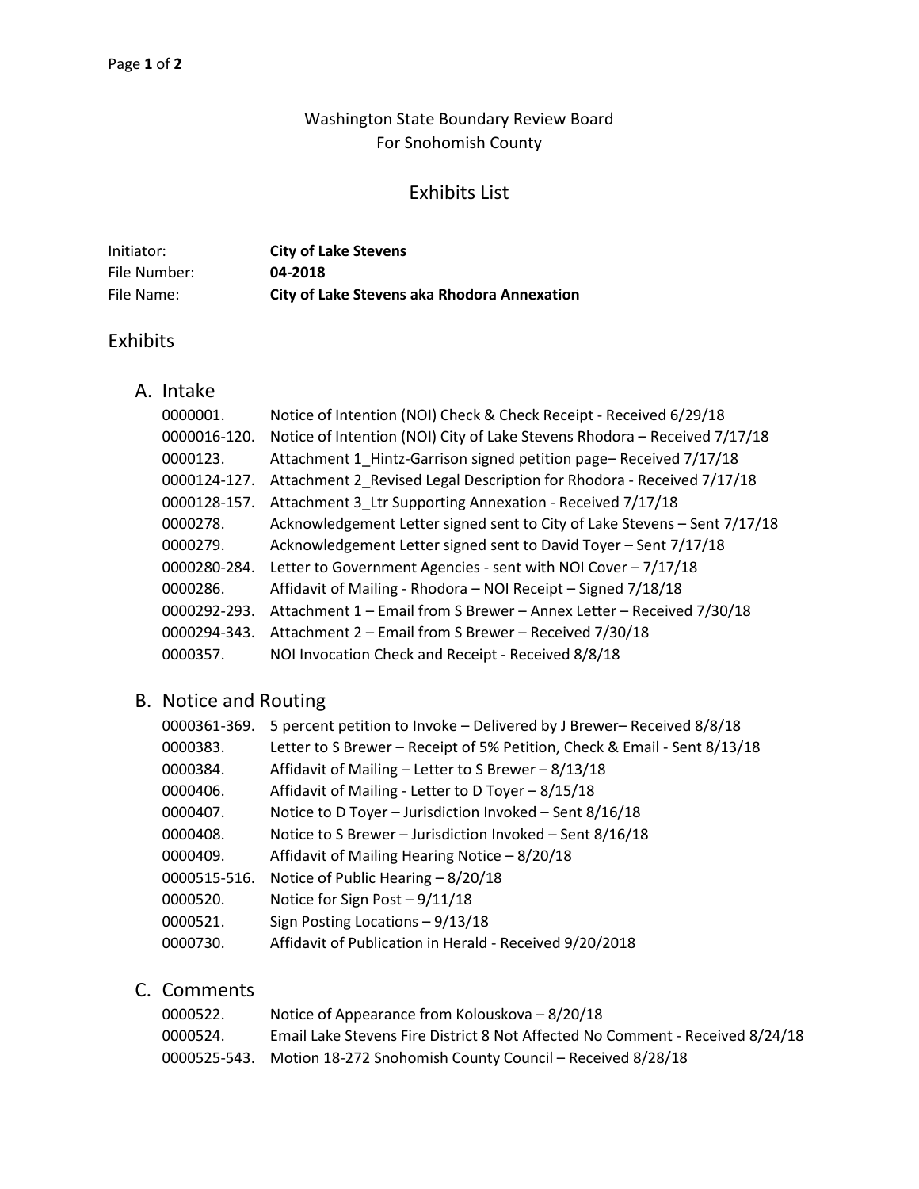Washington State Boundary Review Board
For Snohomish County

# Exhibits List

| | |
|---|---|
| Initiator: | **City of Lake Stevens** |
| File Number: | **04-2018** |
| File Name: | **City of Lake Stevens aka Rhodora Annexation** |

## Exhibits

### A. Intake

| | |
|---|---|
| 0000001. | Notice of Intention (NOI) Check & Check Receipt - Received 6/29/18 |
| 0000016-120. | Notice of Intention (NOI) City of Lake Stevens Rhodora – Received 7/17/18 |
| 0000123. | Attachment 1_Hintz-Garrison signed petition page– Received 7/17/18 |
| 0000124-127. | Attachment 2_Revised Legal Description for Rhodora - Received 7/17/18 |
| 0000128-157. | Attachment 3_Ltr Supporting Annexation - Received 7/17/18 |
| 0000278. | Acknowledgement Letter signed sent to City of Lake Stevens – Sent 7/17/18 |
| 0000279. | Acknowledgement Letter signed sent to David Toyer – Sent 7/17/18 |
| 0000280-284. | Letter to Government Agencies - sent with NOI Cover – 7/17/18 |
| 0000286. | Affidavit of Mailing - Rhodora – NOI Receipt – Signed 7/18/18 |
| 0000292-293. | Attachment 1 – Email from S Brewer – Annex Letter – Received 7/30/18 |
| 0000294-343. | Attachment 2 – Email from S Brewer – Received 7/30/18 |
| 0000357. | NOI Invocation Check and Receipt - Received 8/8/18 |

### B. Notice and Routing

| | |
|---|---|
| 0000361-369. | 5 percent petition to Invoke – Delivered by J Brewer– Received 8/8/18 |
| 0000383. | Letter to S Brewer – Receipt of 5% Petition, Check & Email - Sent 8/13/18 |
| 0000384. | Affidavit of Mailing – Letter to S Brewer – 8/13/18 |
| 0000406. | Affidavit of Mailing - Letter to D Toyer – 8/15/18 |
| 0000407. | Notice to D Toyer – Jurisdiction Invoked – Sent 8/16/18 |
| 0000408. | Notice to S Brewer – Jurisdiction Invoked – Sent 8/16/18 |
| 0000409. | Affidavit of Mailing Hearing Notice – 8/20/18 |
| 0000515-516. | Notice of Public Hearing – 8/20/18 |
| 0000520. | Notice for Sign Post – 9/11/18 |
| 0000521. | Sign Posting Locations – 9/13/18 |
| 0000730. | Affidavit of Publication in Herald - Received 9/20/2018 |

### C. Comments

| | |
|---|---|
| 0000522. | Notice of Appearance from Kolouskova – 8/20/18 |
| 0000524. | Email Lake Stevens Fire District 8 Not Affected No Comment - Received 8/24/18 |
| 0000525-543. | Motion 18-272 Snohomish County Council – Received 8/28/18 |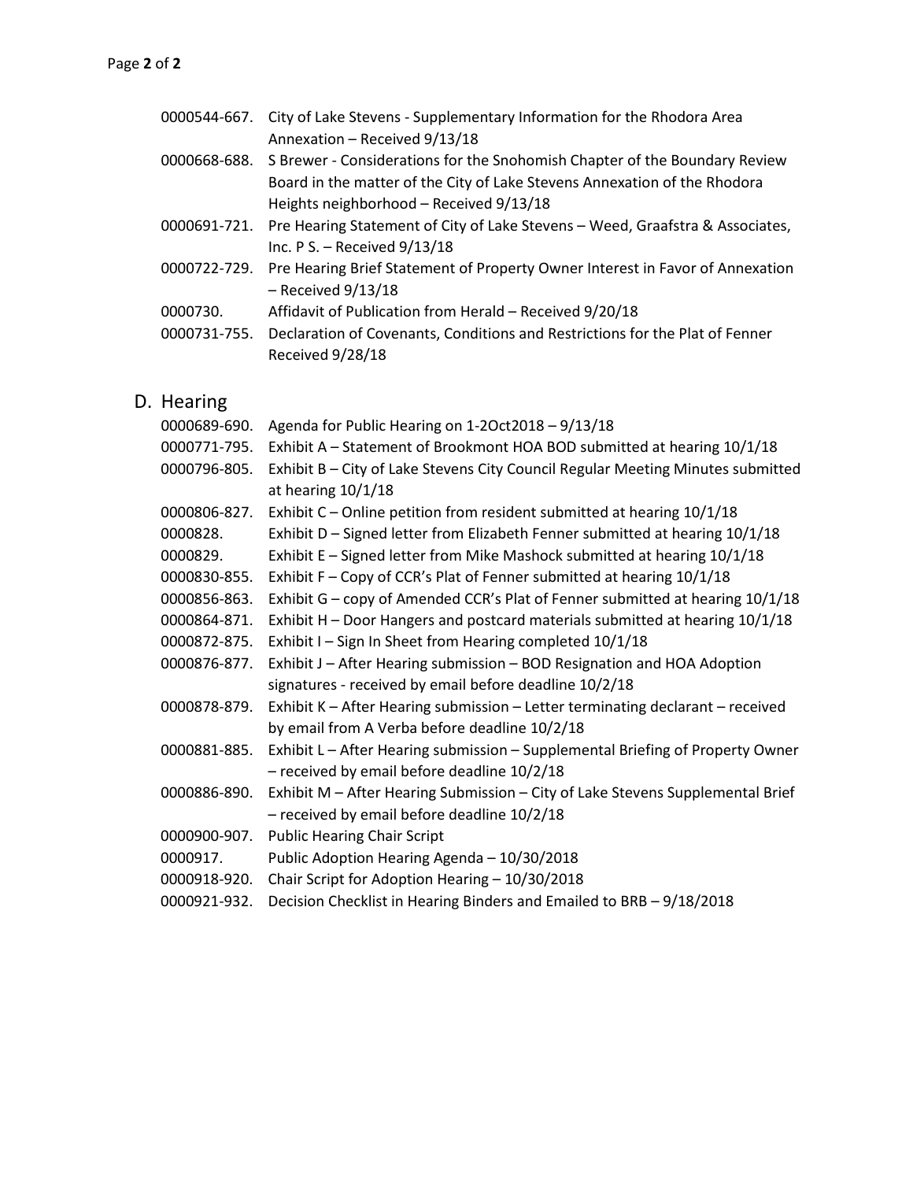| | |
|---|---|
| 0000544-667. | City of Lake Stevens - Supplementary Information for the Rhodora Area Annexation – Received 9/13/18 |
| 0000668-688. | S Brewer - Considerations for the Snohomish Chapter of the Boundary Review Board in the matter of the City of Lake Stevens Annexation of the Rhodora Heights neighborhood – Received 9/13/18 |
| 0000691-721. | Pre Hearing Statement of City of Lake Stevens – Weed, Graafstra & Associates, Inc. P S. – Received 9/13/18 |
| 0000722-729. | Pre Hearing Brief Statement of Property Owner Interest in Favor of Annexation – Received 9/13/18 |
| 0000730. | Affidavit of Publication from Herald – Received 9/20/18 |
| 0000731-755. | Declaration of Covenants, Conditions and Restrictions for the Plat of Fenner Received 9/28/18 |

## D. Hearing

| | |
|---|---|
| 0000689-690. | Agenda for Public Hearing on 1-2Oct2018 – 9/13/18 |
| 0000771-795. | Exhibit A – Statement of Brookmont HOA BOD submitted at hearing 10/1/18 |
| 0000796-805. | Exhibit B – City of Lake Stevens City Council Regular Meeting Minutes submitted at hearing 10/1/18 |
| 0000806-827. | Exhibit C – Online petition from resident submitted at hearing 10/1/18 |
| 0000828. | Exhibit D – Signed letter from Elizabeth Fenner submitted at hearing 10/1/18 |
| 0000829. | Exhibit E – Signed letter from Mike Mashock submitted at hearing 10/1/18 |
| 0000830-855. | Exhibit F – Copy of CCR's Plat of Fenner submitted at hearing 10/1/18 |
| 0000856-863. | Exhibit G – copy of Amended CCR's Plat of Fenner submitted at hearing 10/1/18 |
| 0000864-871. | Exhibit H – Door Hangers and postcard materials submitted at hearing 10/1/18 |
| 0000872-875. | Exhibit I – Sign In Sheet from Hearing completed 10/1/18 |
| 0000876-877. | Exhibit J – After Hearing submission – BOD Resignation and HOA Adoption signatures - received by email before deadline 10/2/18 |
| 0000878-879. | Exhibit K – After Hearing submission – Letter terminating declarant – received by email from A Verba before deadline 10/2/18 |
| 0000881-885. | Exhibit L – After Hearing submission – Supplemental Briefing of Property Owner – received by email before deadline 10/2/18 |
| 0000886-890. | Exhibit M – After Hearing Submission – City of Lake Stevens Supplemental Brief – received by email before deadline 10/2/18 |
| 0000900-907. | Public Hearing Chair Script |
| 0000917. | Public Adoption Hearing Agenda – 10/30/2018 |
| 0000918-920. | Chair Script for Adoption Hearing – 10/30/2018 |
| 0000921-932. | Decision Checklist in Hearing Binders and Emailed to BRB – 9/18/2018 |